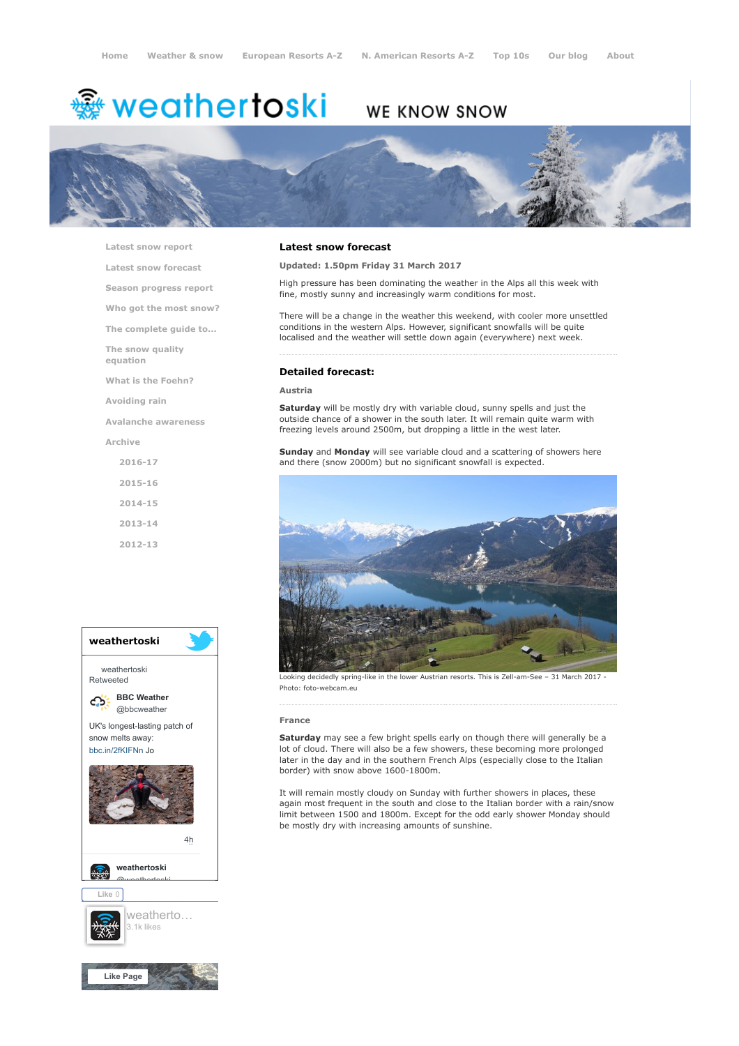Home   Weather & snow   European Resorts A-Z   N. American Resorts A-Z   Top 10s   Our blog   About

weathertoski WE KNOW SNOW

- Latest snow report
- Latest snow forecast
- Season progress report
- Who got the most snow?
- The complete guide to...
- The snow quality equation
- What is the Foehn?
- Avoiding rain
- Avalanche awareness
- Archive
  - 2016-17
  - 2015-16
  - 2014-15
  - 2013-14
  - 2012-13

## Latest snow forecast

**Updated: 1.50pm Friday 31 March 2017**

High pressure has been dominating the weather in the Alps all this week with fine, mostly sunny and increasingly warm conditions for most.

There will be a change in the weather this weekend, with cooler more unsettled conditions in the western Alps. However, significant snowfalls will be quite localised and the weather will settle down again (everywhere) next week.

## Detailed forecast:

### Austria

**Saturday** will be mostly dry with variable cloud, sunny spells and just the outside chance of a shower in the south later. It will remain quite warm with freezing levels around 2500m, but dropping a little in the west later.

**Sunday** and **Monday** will see variable cloud and a scattering of showers here and there (snow 2000m) but no significant snowfall is expected.

Looking decidedly spring-like in the lower Austrian resorts. This is Zell-am-See – 31 March 2017 - Photo: foto-webcam.eu

### France

**Saturday** may see a few bright spells early on though there will generally be a lot of cloud. There will also be a few showers, these becoming more prolonged later in the day and in the southern French Alps (especially close to the Italian border) with snow above 1600-1800m.

It will remain mostly cloudy on Sunday with further showers in places, these again most frequent in the south and close to the Italian border with a rain/snow limit between 1500 and 1800m. Except for the odd early shower Monday should be mostly dry with increasing amounts of sunshine.

weathertoski

weathertoski Retweeted

BBC Weather @bbcweather

UK's longest-lasting patch of snow melts away: bbc.in/2fKIFNn Jo

4h

weathertoski @weathertoski

Like 0

weatherto... 3.1k likes

Like Page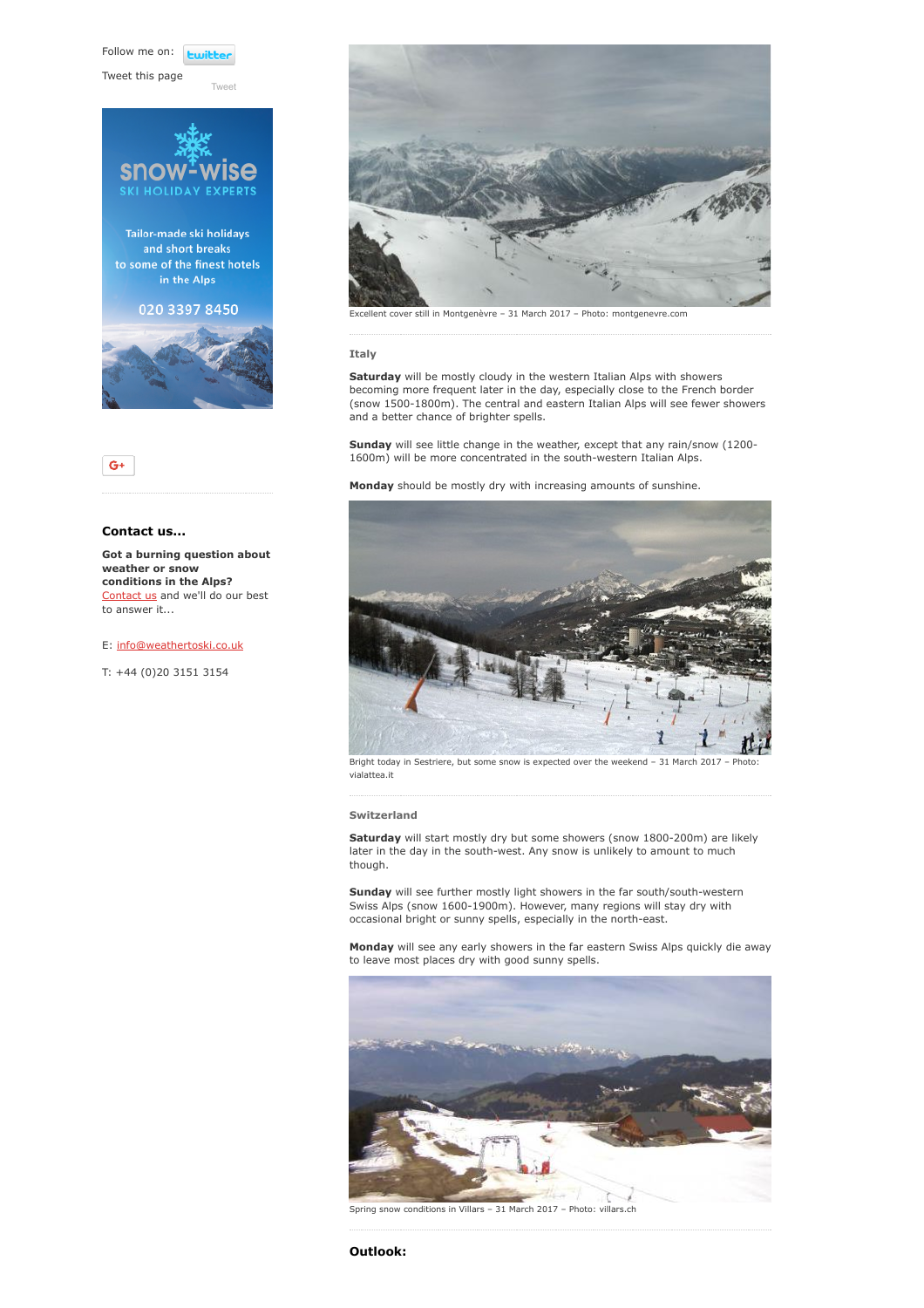Follow me on: twitter

Tweet this page

Tweet

snow-wise

SKI HOLIDAY EXPERTS

Tailor-made ski holidays and short breaks to some of the finest hotels in the Alps

020 3397 8450

G+

### Contact us...

**Got a burning question about weather or snow conditions in the Alps?** Contact us and we'll do our best to answer it...

E: info@weathertoski.co.uk

T: +44 (0)20 3151 3154

Excellent cover still in Montgenèvre – 31 March 2017 – Photo: montgenevre.com

#### Italy

**Saturday** will be mostly cloudy in the western Italian Alps with showers becoming more frequent later in the day, especially close to the French border (snow 1500-1800m). The central and eastern Italian Alps will see fewer showers and a better chance of brighter spells.

**Sunday** will see little change in the weather, except that any rain/snow (1200-1600m) will be more concentrated in the south-western Italian Alps.

**Monday** should be mostly dry with increasing amounts of sunshine.

Bright today in Sestriere, but some snow is expected over the weekend – 31 March 2017 – Photo: vialattea.it

#### Switzerland

**Saturday** will start mostly dry but some showers (snow 1800-200m) are likely later in the day in the south-west. Any snow is unlikely to amount to much though.

**Sunday** will see further mostly light showers in the far south/south-western Swiss Alps (snow 1600-1900m). However, many regions will stay dry with occasional bright or sunny spells, especially in the north-east.

**Monday** will see any early showers in the far eastern Swiss Alps quickly die away to leave most places dry with good sunny spells.

Spring snow conditions in Villars – 31 March 2017 – Photo: villars.ch

### Outlook: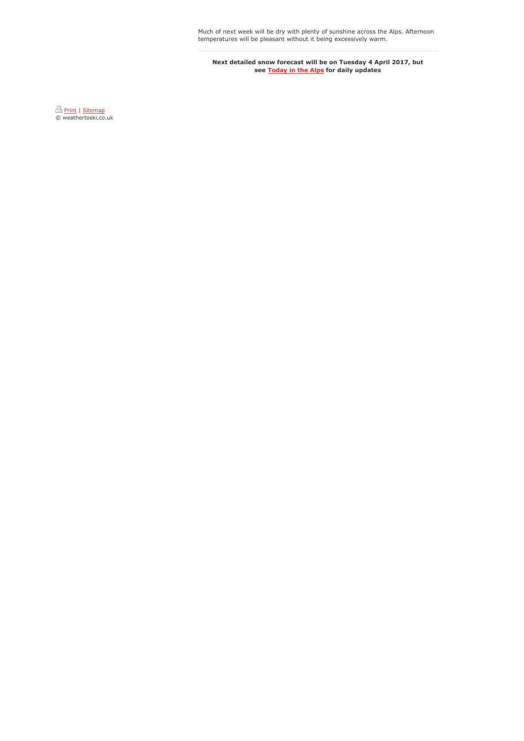Much of next week will be dry with plenty of sunshine across the Alps. Afternoon temperatures will be pleasant without it being excessively warm.

---

**Next detailed snow forecast will be on Tuesday 4 April 2017, but see Today in the Alps for daily updates**

Print | Sitemap
© weathertoski.co.uk